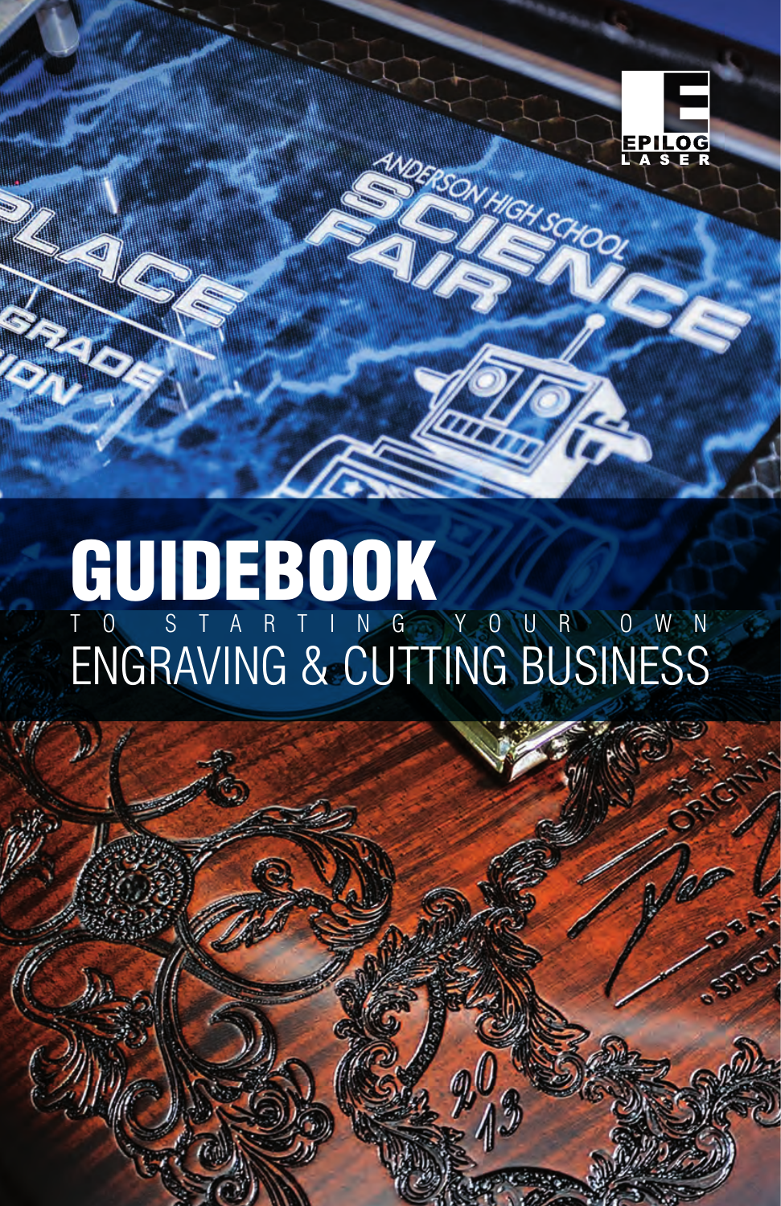EPILOG LASER

# GUIDEBOOK

TO STARTING YOUR OWN

ENGRAVING & CUTTING BUSINESS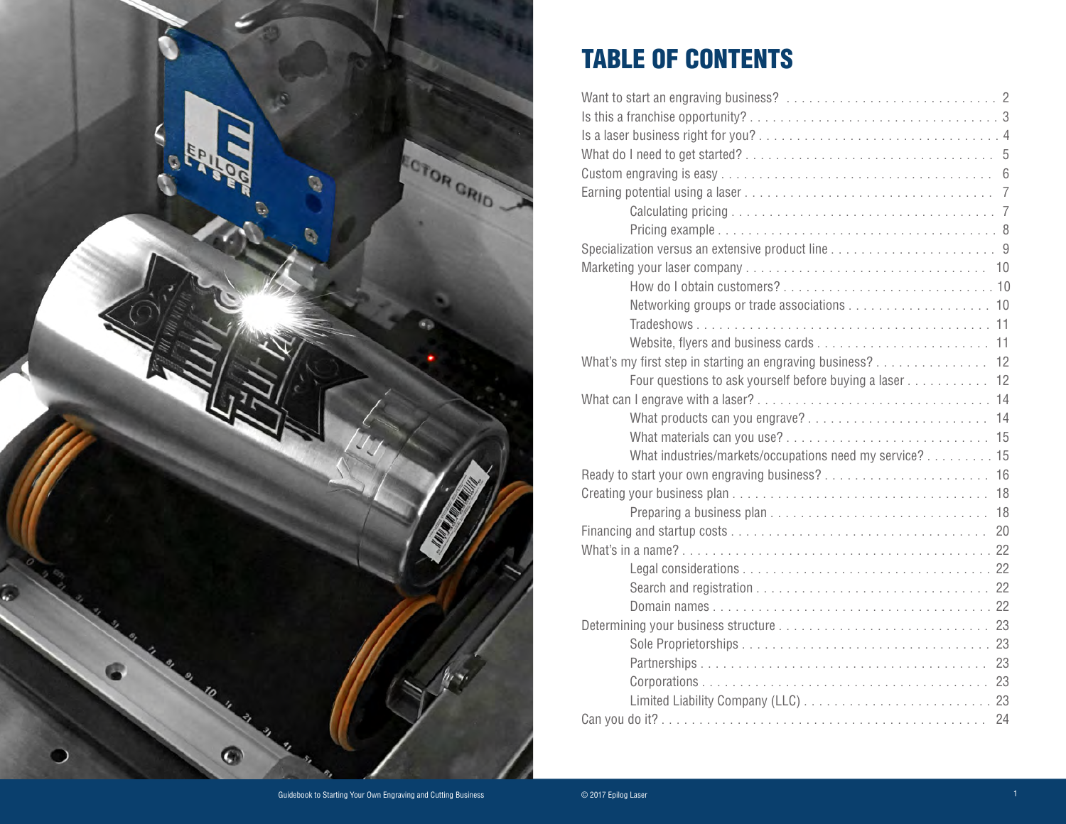# TABLE OF CONTENTS

Want to start an engraving business? . . . . . . . . . . . . . . . . . . . . . . . . . . . . 2
Is this a franchise opportunity? . . . . . . . . . . . . . . . . . . . . . . . . . . . . . . . . 3
Is a laser business right for you? . . . . . . . . . . . . . . . . . . . . . . . . . . . . . . . 4
What do I need to get started? . . . . . . . . . . . . . . . . . . . . . . . . . . . . . . . . 5
Custom engraving is easy . . . . . . . . . . . . . . . . . . . . . . . . . . . . . . . . . . . 6
Earning potential using a laser . . . . . . . . . . . . . . . . . . . . . . . . . . . . . . . . 7
- Calculating pricing . . . . . . . . . . . . . . . . . . . . . . . . . . . . . . . . . . 7
- Pricing example . . . . . . . . . . . . . . . . . . . . . . . . . . . . . . . . . . . 8

Specialization versus an extensive product line . . . . . . . . . . . . . . . . . . . . . 9
Marketing your laser company . . . . . . . . . . . . . . . . . . . . . . . . . . . . . . . 10
- How do I obtain customers? . . . . . . . . . . . . . . . . . . . . . . . . . . . 10
- Networking groups or trade associations . . . . . . . . . . . . . . . . . . 10
- Tradeshows . . . . . . . . . . . . . . . . . . . . . . . . . . . . . . . . . . . . . . 11
- Website, flyers and business cards . . . . . . . . . . . . . . . . . . . . . . 11

What's my first step in starting an engraving business? . . . . . . . . . . . . . . 12
- Four questions to ask yourself before buying a laser . . . . . . . . . . 12

What can I engrave with a laser? . . . . . . . . . . . . . . . . . . . . . . . . . . . . . 14
- What products can you engrave? . . . . . . . . . . . . . . . . . . . . . . . 14
- What materials can you use? . . . . . . . . . . . . . . . . . . . . . . . . . . 15
- What industries/markets/occupations need my service? . . . . . . . . . 15

Ready to start your own engraving business? . . . . . . . . . . . . . . . . . . . . . 16
Creating your business plan . . . . . . . . . . . . . . . . . . . . . . . . . . . . . . . . 18
- Preparing a business plan . . . . . . . . . . . . . . . . . . . . . . . . . . . . 18

Financing and startup costs . . . . . . . . . . . . . . . . . . . . . . . . . . . . . . . . 20
What's in a name? . . . . . . . . . . . . . . . . . . . . . . . . . . . . . . . . . . . . . . 22
- Legal considerations . . . . . . . . . . . . . . . . . . . . . . . . . . . . . . . . 22
- Search and registration . . . . . . . . . . . . . . . . . . . . . . . . . . . . . . 22
- Domain names . . . . . . . . . . . . . . . . . . . . . . . . . . . . . . . . . . . . 22

Determining your business structure . . . . . . . . . . . . . . . . . . . . . . . . . . . 23
- Sole Proprietorships . . . . . . . . . . . . . . . . . . . . . . . . . . . . . . . . 23
- Partnerships . . . . . . . . . . . . . . . . . . . . . . . . . . . . . . . . . . . . . 23
- Corporations . . . . . . . . . . . . . . . . . . . . . . . . . . . . . . . . . . . . . 23
- Limited Liability Company (LLC) . . . . . . . . . . . . . . . . . . . . . . . . 23

Can you do it? . . . . . . . . . . . . . . . . . . . . . . . . . . . . . . . . . . . . . . . . . 24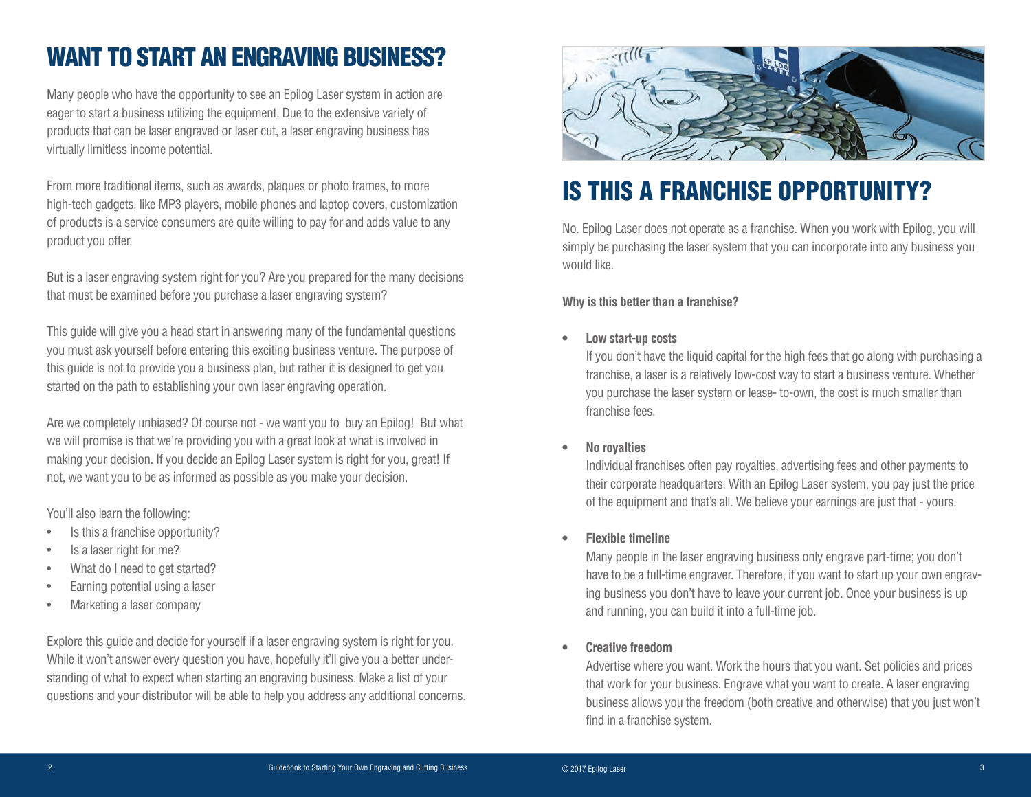# WANT TO START AN ENGRAVING BUSINESS?

Many people who have the opportunity to see an Epilog Laser system in action are eager to start a business utilizing the equipment. Due to the extensive variety of products that can be laser engraved or laser cut, a laser engraving business has virtually limitless income potential.

From more traditional items, such as awards, plaques or photo frames, to more high-tech gadgets, like MP3 players, mobile phones and laptop covers, customization of products is a service consumers are quite willing to pay for and adds value to any product you offer.

But is a laser engraving system right for you? Are you prepared for the many decisions that must be examined before you purchase a laser engraving system?

This guide will give you a head start in answering many of the fundamental questions you must ask yourself before entering this exciting business venture. The purpose of this guide is not to provide you a business plan, but rather it is designed to get you started on the path to establishing your own laser engraving operation.

Are we completely unbiased? Of course not - we want you to buy an Epilog! But what we will promise is that we're providing you with a great look at what is involved in making your decision. If you decide an Epilog Laser system is right for you, great! If not, we want you to be as informed as possible as you make your decision.

You'll also learn the following:

- Is this a franchise opportunity?
- Is a laser right for me?
- What do I need to get started?
- Earning potential using a laser
- Marketing a laser company

Explore this guide and decide for yourself if a laser engraving system is right for you. While it won't answer every question you have, hopefully it'll give you a better understanding of what to expect when starting an engraving business. Make a list of your questions and your distributor will be able to help you address any additional concerns.

# IS THIS A FRANCHISE OPPORTUNITY?

No. Epilog Laser does not operate as a franchise. When you work with Epilog, you will simply be purchasing the laser system that you can incorporate into any business you would like.

**Why is this better than a franchise?**

- **Low start-up costs**
  If you don't have the liquid capital for the high fees that go along with purchasing a franchise, a laser is a relatively low-cost way to start a business venture. Whether you purchase the laser system or lease- to-own, the cost is much smaller than franchise fees.

- **No royalties**
  Individual franchises often pay royalties, advertising fees and other payments to their corporate headquarters. With an Epilog Laser system, you pay just the price of the equipment and that's all. We believe your earnings are just that - yours.

- **Flexible timeline**
  Many people in the laser engraving business only engrave part-time; you don't have to be a full-time engraver. Therefore, if you want to start up your own engraving business you don't have to leave your current job. Once your business is up and running, you can build it into a full-time job.

- **Creative freedom**
  Advertise where you want. Work the hours that you want. Set policies and prices that work for your business. Engrave what you want to create. A laser engraving business allows you the freedom (both creative and otherwise) that you just won't find in a franchise system.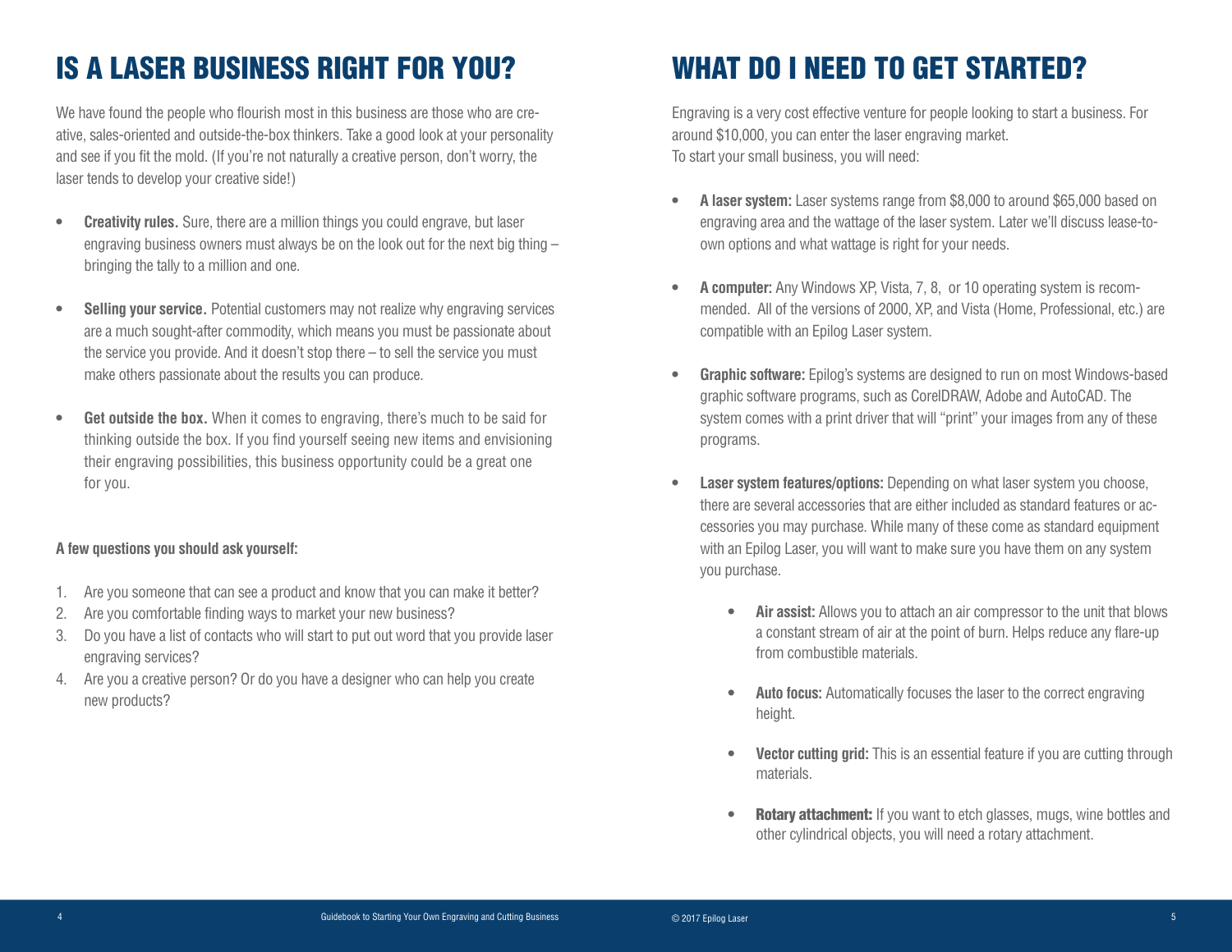# IS A LASER BUSINESS RIGHT FOR YOU?

We have found the people who flourish most in this business are those who are creative, sales-oriented and outside-the-box thinkers. Take a good look at your personality and see if you fit the mold. (If you're not naturally a creative person, don't worry, the laser tends to develop your creative side!)

- **Creativity rules.** Sure, there are a million things you could engrave, but laser engraving business owners must always be on the look out for the next big thing – bringing the tally to a million and one.
- **Selling your service.** Potential customers may not realize why engraving services are a much sought-after commodity, which means you must be passionate about the service you provide. And it doesn't stop there – to sell the service you must make others passionate about the results you can produce.
- **Get outside the box.** When it comes to engraving, there's much to be said for thinking outside the box. If you find yourself seeing new items and envisioning their engraving possibilities, this business opportunity could be a great one for you.

**A few questions you should ask yourself:**

1. Are you someone that can see a product and know that you can make it better?
2. Are you comfortable finding ways to market your new business?
3. Do you have a list of contacts who will start to put out word that you provide laser engraving services?
4. Are you a creative person? Or do you have a designer who can help you create new products?

# WHAT DO I NEED TO GET STARTED?

Engraving is a very cost effective venture for people looking to start a business. For around $10,000, you can enter the laser engraving market.
To start your small business, you will need:

- **A laser system:** Laser systems range from $8,000 to around $65,000 based on engraving area and the wattage of the laser system. Later we'll discuss lease-to-own options and what wattage is right for your needs.
- **A computer:** Any Windows XP, Vista, 7, 8, or 10 operating system is recommended. All of the versions of 2000, XP, and Vista (Home, Professional, etc.) are compatible with an Epilog Laser system.
- **Graphic software:** Epilog's systems are designed to run on most Windows-based graphic software programs, such as CorelDRAW, Adobe and AutoCAD. The system comes with a print driver that will "print" your images from any of these programs.
- **Laser system features/options:** Depending on what laser system you choose, there are several accessories that are either included as standard features or accessories you may purchase. While many of these come as standard equipment with an Epilog Laser, you will want to make sure you have them on any system you purchase.
  - **Air assist:** Allows you to attach an air compressor to the unit that blows a constant stream of air at the point of burn. Helps reduce any flare-up from combustible materials.
  - **Auto focus:** Automatically focuses the laser to the correct engraving height.
  - **Vector cutting grid:** This is an essential feature if you are cutting through materials.
  - **Rotary attachment:** If you want to etch glasses, mugs, wine bottles and other cylindrical objects, you will need a rotary attachment.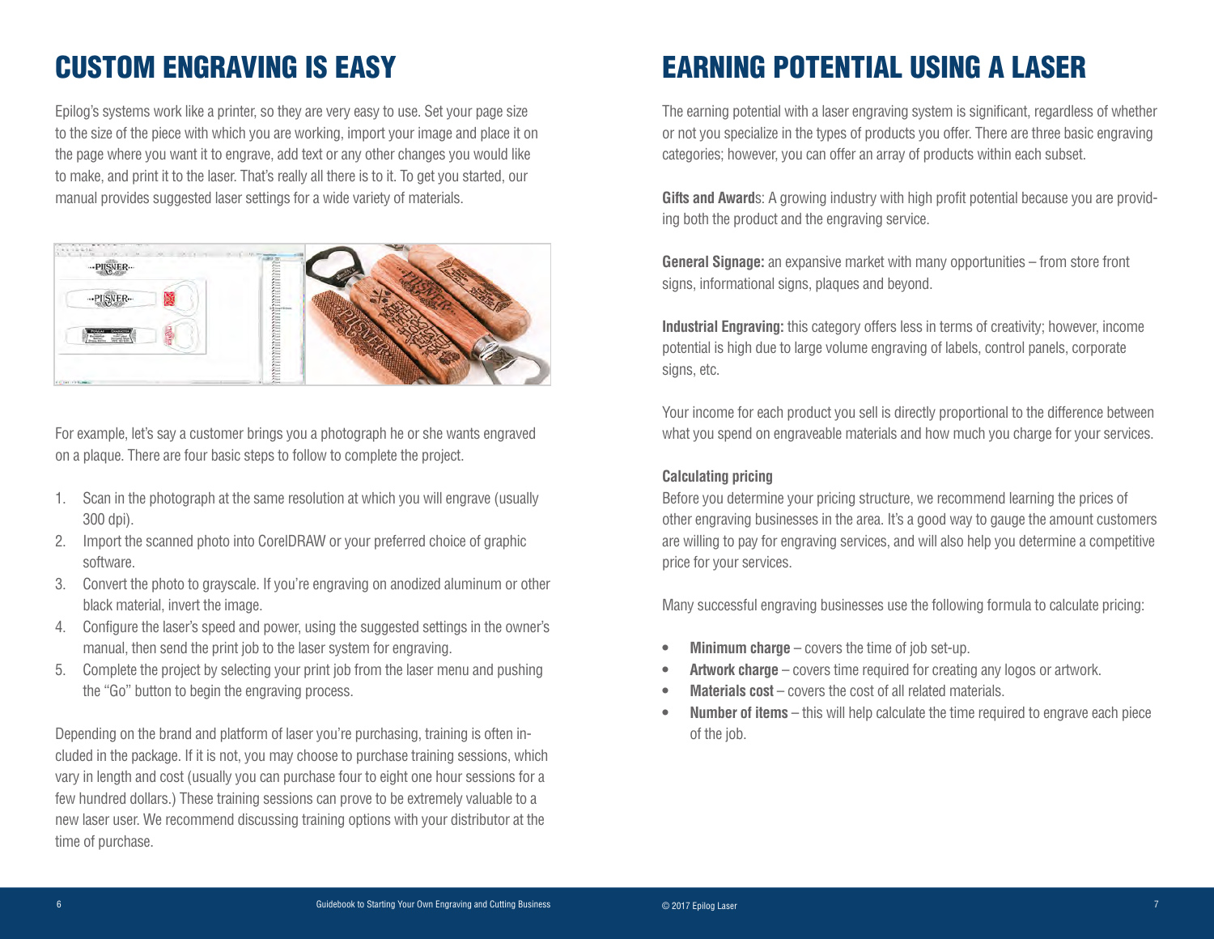# CUSTOM ENGRAVING IS EASY

Epilog's systems work like a printer, so they are very easy to use. Set your page size to the size of the piece with which you are working, import your image and place it on the page where you want it to engrave, add text or any other changes you would like to make, and print it to the laser. That's really all there is to it. To get you started, our manual provides suggested laser settings for a wide variety of materials.

For example, let's say a customer brings you a photograph he or she wants engraved on a plaque. There are four basic steps to follow to complete the project.

1. Scan in the photograph at the same resolution at which you will engrave (usually 300 dpi).
2. Import the scanned photo into CorelDRAW or your preferred choice of graphic software.
3. Convert the photo to grayscale. If you're engraving on anodized aluminum or other black material, invert the image.
4. Configure the laser's speed and power, using the suggested settings in the owner's manual, then send the print job to the laser system for engraving.
5. Complete the project by selecting your print job from the laser menu and pushing the "Go" button to begin the engraving process.

Depending on the brand and platform of laser you're purchasing, training is often included in the package. If it is not, you may choose to purchase training sessions, which vary in length and cost (usually you can purchase four to eight one hour sessions for a few hundred dollars.) These training sessions can prove to be extremely valuable to a new laser user. We recommend discussing training options with your distributor at the time of purchase.

# EARNING POTENTIAL USING A LASER

The earning potential with a laser engraving system is significant, regardless of whether or not you specialize in the types of products you offer. There are three basic engraving categories; however, you can offer an array of products within each subset.

**Gifts and Awards**: A growing industry with high profit potential because you are providing both the product and the engraving service.

**General Signage:** an expansive market with many opportunities – from store front signs, informational signs, plaques and beyond.

**Industrial Engraving:** this category offers less in terms of creativity; however, income potential is high due to large volume engraving of labels, control panels, corporate signs, etc.

Your income for each product you sell is directly proportional to the difference between what you spend on engraveable materials and how much you charge for your services.

### Calculating pricing

Before you determine your pricing structure, we recommend learning the prices of other engraving businesses in the area. It's a good way to gauge the amount customers are willing to pay for engraving services, and will also help you determine a competitive price for your services.

Many successful engraving businesses use the following formula to calculate pricing:

- **Minimum charge** – covers the time of job set-up.
- **Artwork charge** – covers time required for creating any logos or artwork.
- **Materials cost** – covers the cost of all related materials.
- **Number of items** – this will help calculate the time required to engrave each piece of the job.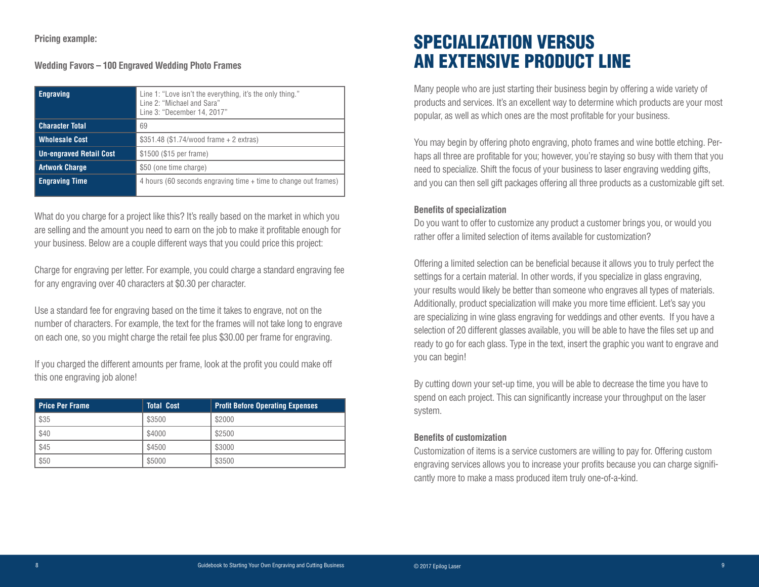**Pricing example:**

**Wedding Favors – 100 Engraved Wedding Photo Frames**

| | |
|---|---|
| **Engraving** | Line 1: "Love isn't the everything, it's the only thing." Line 2: "Michael and Sara" Line 3: "December 14, 2017" |
| **Character Total** | 69 |
| **Wholesale Cost** | $351.48 ($1.74/wood frame + 2 extras) |
| **Un-engraved Retail Cost** | $1500 ($15 per frame) |
| **Artwork Charge** | $50 (one time charge) |
| **Engraving Time** | 4 hours (60 seconds engraving time + time to change out frames) |

What do you charge for a project like this? It's really based on the market in which you are selling and the amount you need to earn on the job to make it profitable enough for your business. Below are a couple different ways that you could price this project:

Charge for engraving per letter. For example, you could charge a standard engraving fee for any engraving over 40 characters at $0.30 per character.

Use a standard fee for engraving based on the time it takes to engrave, not on the number of characters. For example, the text for the frames will not take long to engrave on each one, so you might charge the retail fee plus $30.00 per frame for engraving.

If you charged the different amounts per frame, look at the profit you could make off this one engraving job alone!

| Price Per Frame | Total Cost | Profit Before Operating Expenses |
|---|---|---|
| $35 | $3500 | $2000 |
| $40 | $4000 | $2500 |
| $45 | $4500 | $3000 |
| $50 | $5000 | $3500 |

# SPECIALIZATION VERSUS AN EXTENSIVE PRODUCT LINE

Many people who are just starting their business begin by offering a wide variety of products and services. It's an excellent way to determine which products are your most popular, as well as which ones are the most profitable for your business.

You may begin by offering photo engraving, photo frames and wine bottle etching. Perhaps all three are profitable for you; however, you're staying so busy with them that you need to specialize. Shift the focus of your business to laser engraving wedding gifts, and you can then sell gift packages offering all three products as a customizable gift set.

### Benefits of specialization

Do you want to offer to customize any product a customer brings you, or would you rather offer a limited selection of items available for customization?

Offering a limited selection can be beneficial because it allows you to truly perfect the settings for a certain material. In other words, if you specialize in glass engraving, your results would likely be better than someone who engraves all types of materials. Additionally, product specialization will make you more time efficient. Let's say you are specializing in wine glass engraving for weddings and other events. If you have a selection of 20 different glasses available, you will be able to have the files set up and ready to go for each glass. Type in the text, insert the graphic you want to engrave and you can begin!

By cutting down your set-up time, you will be able to decrease the time you have to spend on each project. This can significantly increase your throughput on the laser system.

### Benefits of customization

Customization of items is a service customers are willing to pay for. Offering custom engraving services allows you to increase your profits because you can charge significantly more to make a mass produced item truly one-of-a-kind.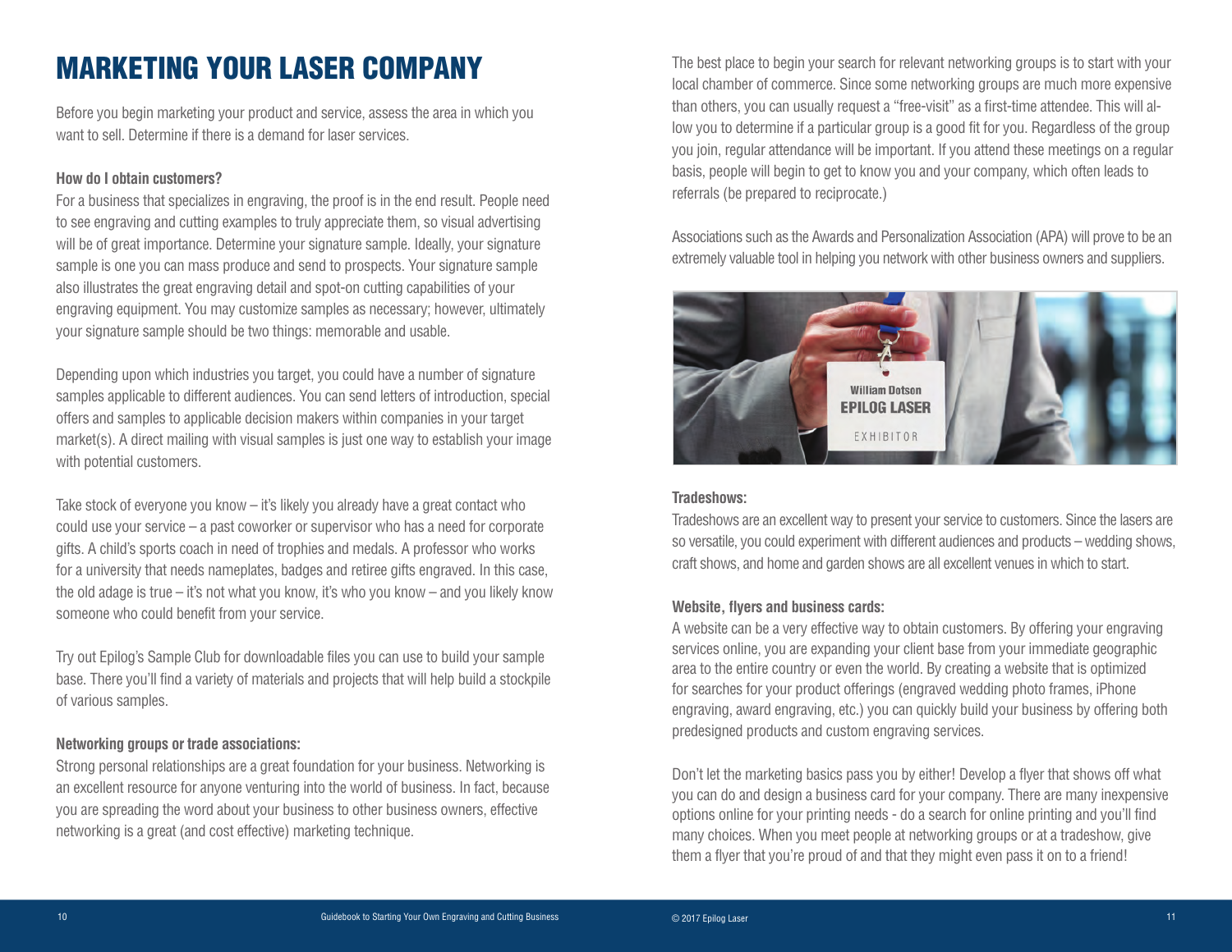# MARKETING YOUR LASER COMPANY

Before you begin marketing your product and service, assess the area in which you want to sell. Determine if there is a demand for laser services.

**How do I obtain customers?**

For a business that specializes in engraving, the proof is in the end result. People need to see engraving and cutting examples to truly appreciate them, so visual advertising will be of great importance. Determine your signature sample. Ideally, your signature sample is one you can mass produce and send to prospects. Your signature sample also illustrates the great engraving detail and spot-on cutting capabilities of your engraving equipment. You may customize samples as necessary; however, ultimately your signature sample should be two things: memorable and usable.

Depending upon which industries you target, you could have a number of signature samples applicable to different audiences. You can send letters of introduction, special offers and samples to applicable decision makers within companies in your target market(s). A direct mailing with visual samples is just one way to establish your image with potential customers.

Take stock of everyone you know – it's likely you already have a great contact who could use your service – a past coworker or supervisor who has a need for corporate gifts. A child's sports coach in need of trophies and medals. A professor who works for a university that needs nameplates, badges and retiree gifts engraved. In this case, the old adage is true – it's not what you know, it's who you know – and you likely know someone who could benefit from your service.

Try out Epilog's Sample Club for downloadable files you can use to build your sample base. There you'll find a variety of materials and projects that will help build a stockpile of various samples.

**Networking groups or trade associations:**

Strong personal relationships are a great foundation for your business. Networking is an excellent resource for anyone venturing into the world of business. In fact, because you are spreading the word about your business to other business owners, effective networking is a great (and cost effective) marketing technique.

The best place to begin your search for relevant networking groups is to start with your local chamber of commerce. Since some networking groups are much more expensive than others, you can usually request a "free-visit" as a first-time attendee. This will allow you to determine if a particular group is a good fit for you. Regardless of the group you join, regular attendance will be important. If you attend these meetings on a regular basis, people will begin to get to know you and your company, which often leads to referrals (be prepared to reciprocate.)

Associations such as the Awards and Personalization Association (APA) will prove to be an extremely valuable tool in helping you network with other business owners and suppliers.

**Tradeshows:**

Tradeshows are an excellent way to present your service to customers. Since the lasers are so versatile, you could experiment with different audiences and products – wedding shows, craft shows, and home and garden shows are all excellent venues in which to start.

**Website, flyers and business cards:**

A website can be a very effective way to obtain customers. By offering your engraving services online, you are expanding your client base from your immediate geographic area to the entire country or even the world. By creating a website that is optimized for searches for your product offerings (engraved wedding photo frames, iPhone engraving, award engraving, etc.) you can quickly build your business by offering both predesigned products and custom engraving services.

Don't let the marketing basics pass you by either! Develop a flyer that shows off what you can do and design a business card for your company. There are many inexpensive options online for your printing needs - do a search for online printing and you'll find many choices. When you meet people at networking groups or at a tradeshow, give them a flyer that you're proud of and that they might even pass it on to a friend!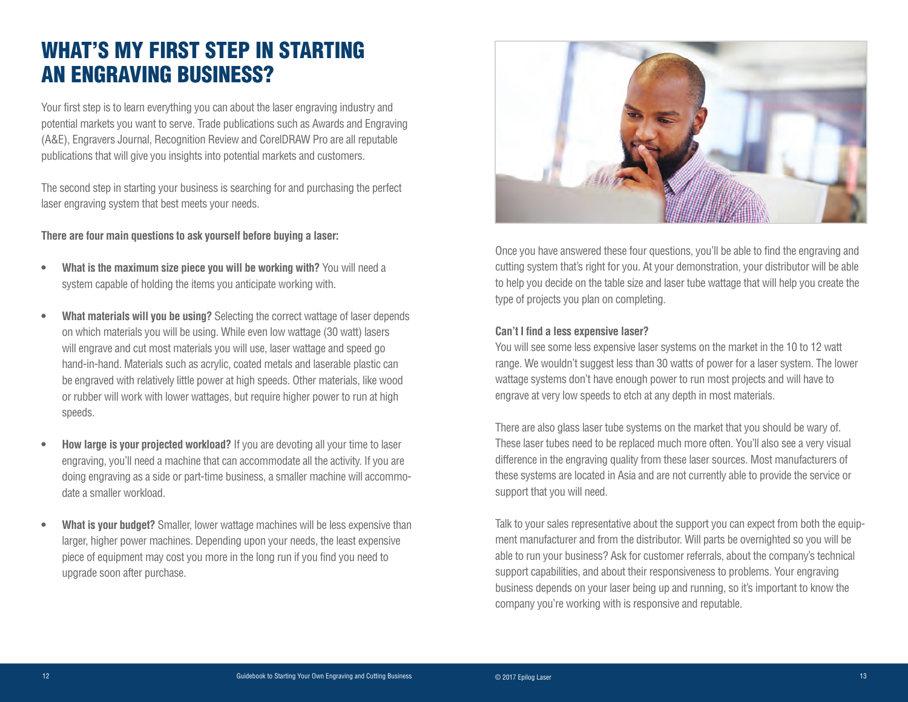# WHAT'S MY FIRST STEP IN STARTING AN ENGRAVING BUSINESS?

Your first step is to learn everything you can about the laser engraving industry and potential markets you want to serve. Trade publications such as Awards and Engraving (A&E), Engravers Journal, Recognition Review and CorelDRAW Pro are all reputable publications that will give you insights into potential markets and customers.

The second step in starting your business is searching for and purchasing the perfect laser engraving system that best meets your needs.

**There are four main questions to ask yourself before buying a laser:**

- **What is the maximum size piece you will be working with?** You will need a system capable of holding the items you anticipate working with.
- **What materials will you be using?** Selecting the correct wattage of laser depends on which materials you will be using. While even low wattage (30 watt) lasers will engrave and cut most materials you will use, laser wattage and speed go hand-in-hand. Materials such as acrylic, coated metals and laserable plastic can be engraved with relatively little power at high speeds. Other materials, like wood or rubber will work with lower wattages, but require higher power to run at high speeds.
- **How large is your projected workload?** If you are devoting all your time to laser engraving, you'll need a machine that can accommodate all the activity. If you are doing engraving as a side or part-time business, a smaller machine will accommodate a smaller workload.
- **What is your budget?** Smaller, lower wattage machines will be less expensive than larger, higher power machines. Depending upon your needs, the least expensive piece of equipment may cost you more in the long run if you find you need to upgrade soon after purchase.

Once you have answered these four questions, you'll be able to find the engraving and cutting system that's right for you. At your demonstration, your distributor will be able to help you decide on the table size and laser tube wattage that will help you create the type of projects you plan on completing.

**Can't I find a less expensive laser?**

You will see some less expensive laser systems on the market in the 10 to 12 watt range. We wouldn't suggest less than 30 watts of power for a laser system. The lower wattage systems don't have enough power to run most projects and will have to engrave at very low speeds to etch at any depth in most materials.

There are also glass laser tube systems on the market that you should be wary of. These laser tubes need to be replaced much more often. You'll also see a very visual difference in the engraving quality from these laser sources. Most manufacturers of these systems are located in Asia and are not currently able to provide the service or support that you will need.

Talk to your sales representative about the support you can expect from both the equipment manufacturer and from the distributor. Will parts be overnighted so you will be able to run your business? Ask for customer referrals, about the company's technical support capabilities, and about their responsiveness to problems. Your engraving business depends on your laser being up and running, so it's important to know the company you're working with is responsive and reputable.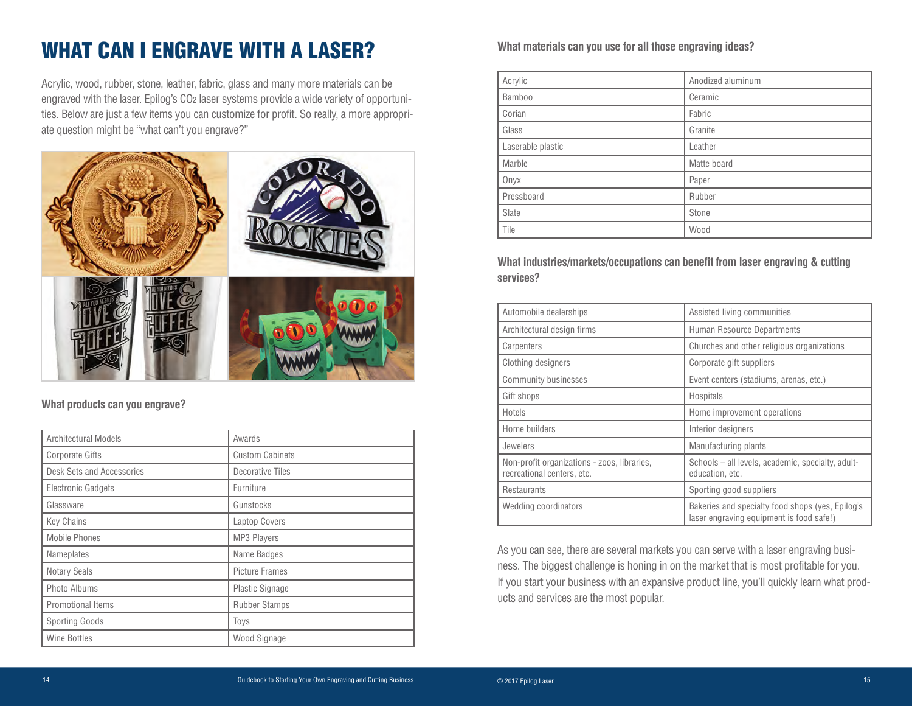# WHAT CAN I ENGRAVE WITH A LASER?

Acrylic, wood, rubber, stone, leather, fabric, glass and many more materials can be engraved with the laser. Epilog's $CO_2$ laser systems provide a wide variety of opportunities. Below are just a few items you can customize for profit. So really, a more appropriate question might be "what can't you engrave?"

### What products can you engrave?

| | |
|---|---|
| Architectural Models | Awards |
| Corporate Gifts | Custom Cabinets |
| Desk Sets and Accessories | Decorative Tiles |
| Electronic Gadgets | Furniture |
| Glassware | Gunstocks |
| Key Chains | Laptop Covers |
| Mobile Phones | MP3 Players |
| Nameplates | Name Badges |
| Notary Seals | Picture Frames |
| Photo Albums | Plastic Signage |
| Promotional Items | Rubber Stamps |
| Sporting Goods | Toys |
| Wine Bottles | Wood Signage |

### What materials can you use for all those engraving ideas?

| | |
|---|---|
| Acrylic | Anodized aluminum |
| Bamboo | Ceramic |
| Corian | Fabric |
| Glass | Granite |
| Laserable plastic | Leather |
| Marble | Matte board |
| Onyx | Paper |
| Pressboard | Rubber |
| Slate | Stone |
| Tile | Wood |

### What industries/markets/occupations can benefit from laser engraving & cutting services?

| | |
|---|---|
| Automobile dealerships | Assisted living communities |
| Architectural design firms | Human Resource Departments |
| Carpenters | Churches and other religious organizations |
| Clothing designers | Corporate gift suppliers |
| Community businesses | Event centers (stadiums, arenas, etc.) |
| Gift shops | Hospitals |
| Hotels | Home improvement operations |
| Home builders | Interior designers |
| Jewelers | Manufacturing plants |
| Non-profit organizations - zoos, libraries, recreational centers, etc. | Schools – all levels, academic, specialty, adult-education, etc. |
| Restaurants | Sporting good suppliers |
| Wedding coordinators | Bakeries and specialty food shops (yes, Epilog's laser engraving equipment is food safe!) |

As you can see, there are several markets you can serve with a laser engraving business. The biggest challenge is honing in on the market that is most profitable for you. If you start your business with an expansive product line, you'll quickly learn what products and services are the most popular.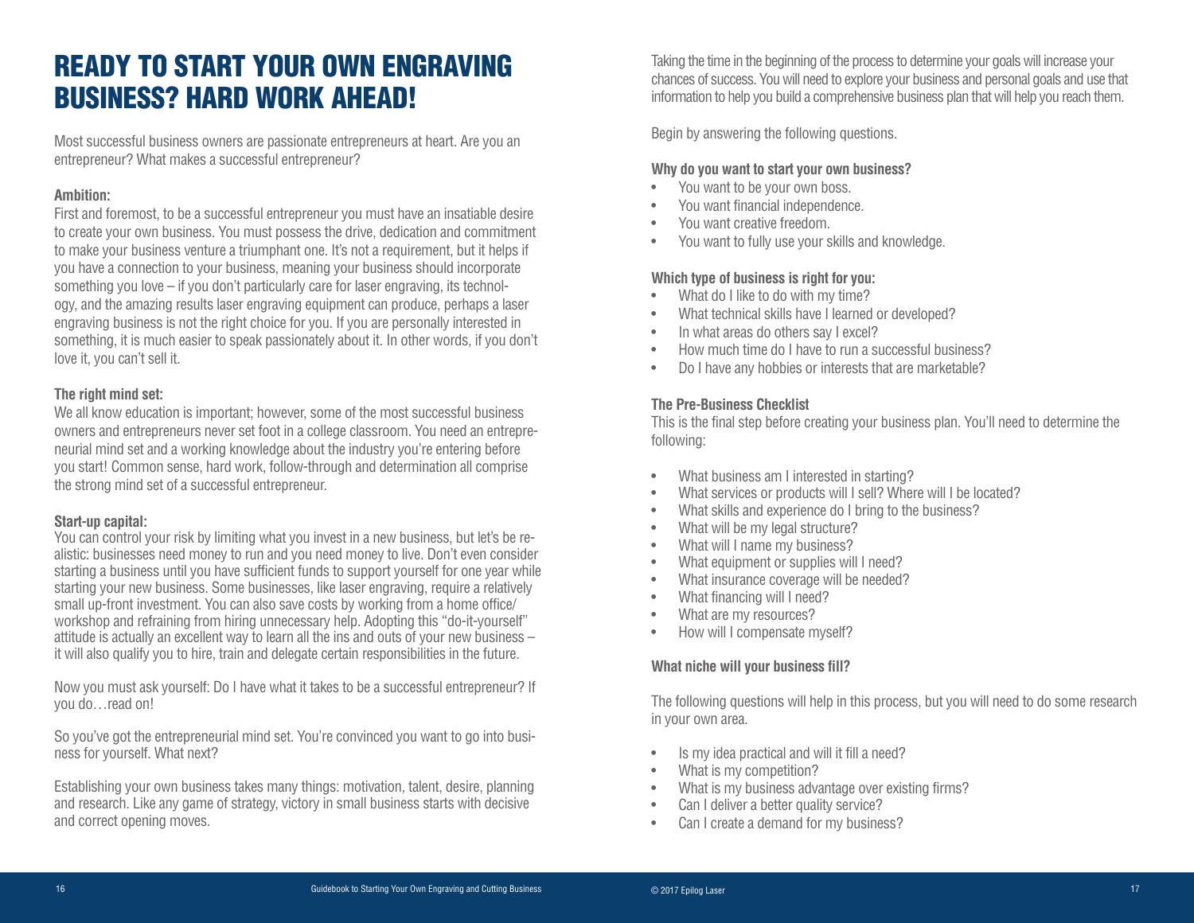# READY TO START YOUR OWN ENGRAVING BUSINESS? HARD WORK AHEAD!

Most successful business owners are passionate entrepreneurs at heart. Are you an entrepreneur? What makes a successful entrepreneur?

**Ambition:**
First and foremost, to be a successful entrepreneur you must have an insatiable desire to create your own business. You must possess the drive, dedication and commitment to make your business venture a triumphant one. It's not a requirement, but it helps if you have a connection to your business, meaning your business should incorporate something you love – if you don't particularly care for laser engraving, its technology, and the amazing results laser engraving equipment can produce, perhaps a laser engraving business is not the right choice for you. If you are personally interested in something, it is much easier to speak passionately about it. In other words, if you don't love it, you can't sell it.

**The right mind set:**
We all know education is important; however, some of the most successful business owners and entrepreneurs never set foot in a college classroom. You need an entrepreneurial mind set and a working knowledge about the industry you're entering before you start! Common sense, hard work, follow-through and determination all comprise the strong mind set of a successful entrepreneur.

**Start-up capital:**
You can control your risk by limiting what you invest in a new business, but let's be realistic: businesses need money to run and you need money to live. Don't even consider starting a business until you have sufficient funds to support yourself for one year while starting your new business. Some businesses, like laser engraving, require a relatively small up-front investment. You can also save costs by working from a home office/workshop and refraining from hiring unnecessary help. Adopting this "do-it-yourself" attitude is actually an excellent way to learn all the ins and outs of your new business – it will also qualify you to hire, train and delegate certain responsibilities in the future.

Now you must ask yourself: Do I have what it takes to be a successful entrepreneur? If you do…read on!

So you've got the entrepreneurial mind set. You're convinced you want to go into business for yourself. What next?

Establishing your own business takes many things: motivation, talent, desire, planning and research. Like any game of strategy, victory in small business starts with decisive and correct opening moves.

Taking the time in the beginning of the process to determine your goals will increase your chances of success. You will need to explore your business and personal goals and use that information to help you build a comprehensive business plan that will help you reach them.

Begin by answering the following questions.

**Why do you want to start your own business?**

- You want to be your own boss.
- You want financial independence.
- You want creative freedom.
- You want to fully use your skills and knowledge.

**Which type of business is right for you:**

- What do I like to do with my time?
- What technical skills have I learned or developed?
- In what areas do others say I excel?
- How much time do I have to run a successful business?
- Do I have any hobbies or interests that are marketable?

**The Pre-Business Checklist**
This is the final step before creating your business plan. You'll need to determine the following:

- What business am I interested in starting?
- What services or products will I sell? Where will I be located?
- What skills and experience do I bring to the business?
- What will be my legal structure?
- What will I name my business?
- What equipment or supplies will I need?
- What insurance coverage will be needed?
- What financing will I need?
- What are my resources?
- How will I compensate myself?

**What niche will your business fill?**

The following questions will help in this process, but you will need to do some research in your own area.

- Is my idea practical and will it fill a need?
- What is my competition?
- What is my business advantage over existing firms?
- Can I deliver a better quality service?
- Can I create a demand for my business?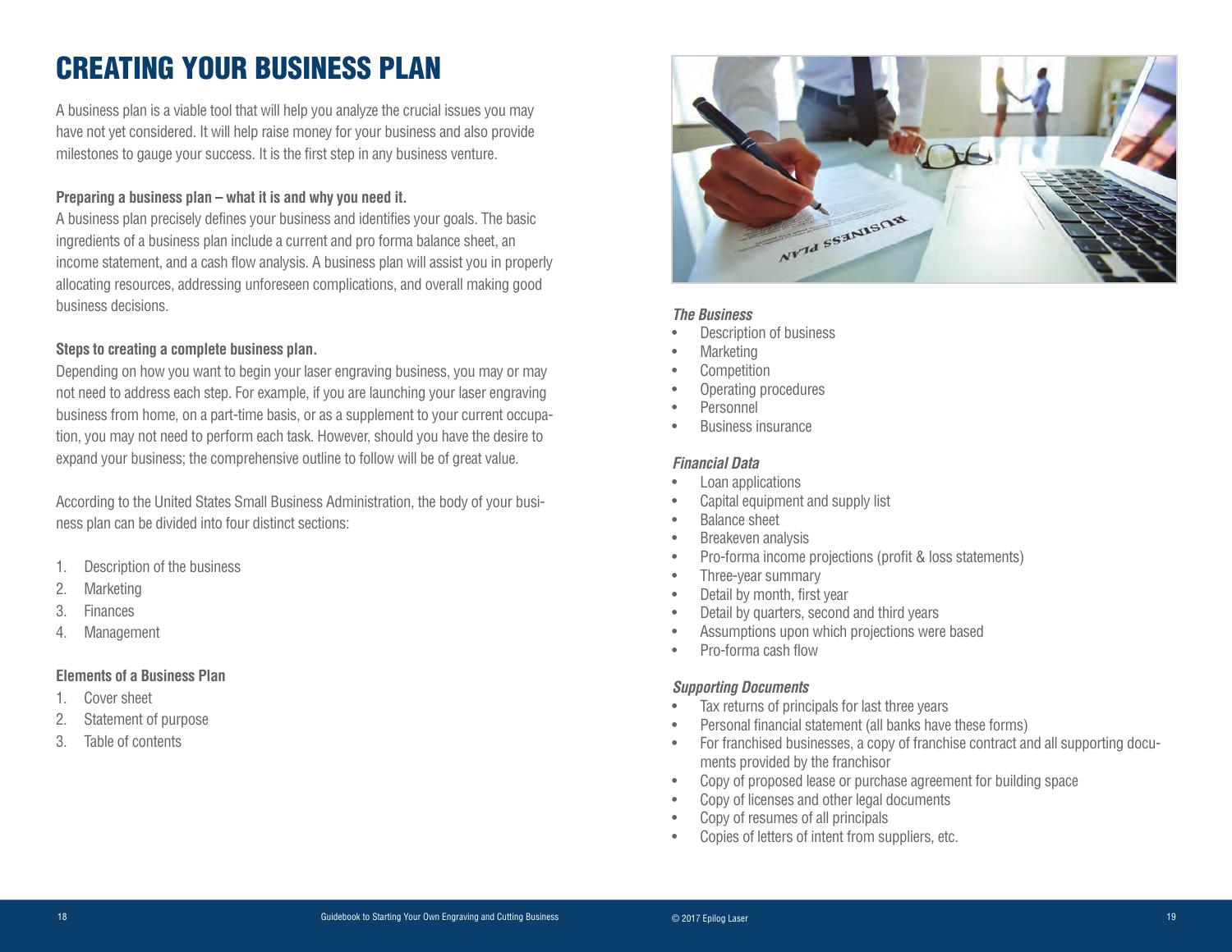# CREATING YOUR BUSINESS PLAN

A business plan is a viable tool that will help you analyze the crucial issues you may have not yet considered. It will help raise money for your business and also provide milestones to gauge your success. It is the first step in any business venture.

**Preparing a business plan – what it is and why you need it.**

A business plan precisely defines your business and identifies your goals. The basic ingredients of a business plan include a current and pro forma balance sheet, an income statement, and a cash flow analysis. A business plan will assist you in properly allocating resources, addressing unforeseen complications, and overall making good business decisions.

**Steps to creating a complete business plan.**

Depending on how you want to begin your laser engraving business, you may or may not need to address each step. For example, if you are launching your laser engraving business from home, on a part-time basis, or as a supplement to your current occupation, you may not need to perform each task. However, should you have the desire to expand your business; the comprehensive outline to follow will be of great value.

According to the United States Small Business Administration, the body of your business plan can be divided into four distinct sections:

1. Description of the business
2. Marketing
3. Finances
4. Management

**Elements of a Business Plan**

1. Cover sheet
2. Statement of purpose
3. Table of contents

***The Business***

- Description of business
- Marketing
- Competition
- Operating procedures
- Personnel
- Business insurance

***Financial Data***

- Loan applications
- Capital equipment and supply list
- Balance sheet
- Breakeven analysis
- Pro-forma income projections (profit & loss statements)
- Three-year summary
- Detail by month, first year
- Detail by quarters, second and third years
- Assumptions upon which projections were based
- Pro-forma cash flow

***Supporting Documents***

- Tax returns of principals for last three years
- Personal financial statement (all banks have these forms)
- For franchised businesses, a copy of franchise contract and all supporting documents provided by the franchisor
- Copy of proposed lease or purchase agreement for building space
- Copy of licenses and other legal documents
- Copy of resumes of all principals
- Copies of letters of intent from suppliers, etc.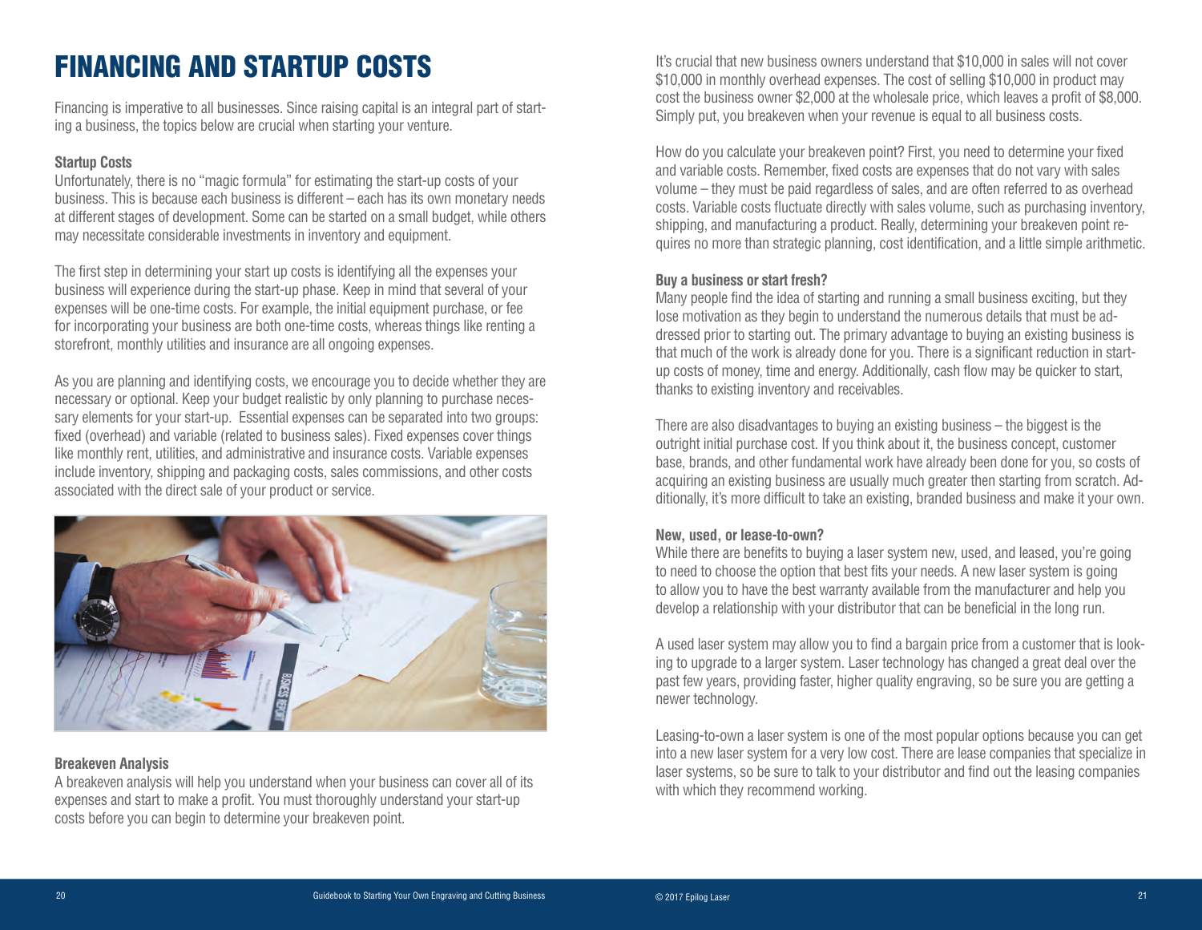# FINANCING AND STARTUP COSTS

Financing is imperative to all businesses. Since raising capital is an integral part of starting a business, the topics below are crucial when starting your venture.

**Startup Costs**

Unfortunately, there is no "magic formula" for estimating the start-up costs of your business. This is because each business is different – each has its own monetary needs at different stages of development. Some can be started on a small budget, while others may necessitate considerable investments in inventory and equipment.

The first step in determining your start up costs is identifying all the expenses your business will experience during the start-up phase. Keep in mind that several of your expenses will be one-time costs. For example, the initial equipment purchase, or fee for incorporating your business are both one-time costs, whereas things like renting a storefront, monthly utilities and insurance are all ongoing expenses.

As you are planning and identifying costs, we encourage you to decide whether they are necessary or optional. Keep your budget realistic by only planning to purchase necessary elements for your start-up. Essential expenses can be separated into two groups: fixed (overhead) and variable (related to business sales). Fixed expenses cover things like monthly rent, utilities, and administrative and insurance costs. Variable expenses include inventory, shipping and packaging costs, sales commissions, and other costs associated with the direct sale of your product or service.

**Breakeven Analysis**

A breakeven analysis will help you understand when your business can cover all of its expenses and start to make a profit. You must thoroughly understand your start-up costs before you can begin to determine your breakeven point.

It's crucial that new business owners understand that $10,000 in sales will not cover $10,000 in monthly overhead expenses. The cost of selling $10,000 in product may cost the business owner $2,000 at the wholesale price, which leaves a profit of $8,000. Simply put, you breakeven when your revenue is equal to all business costs.

How do you calculate your breakeven point? First, you need to determine your fixed and variable costs. Remember, fixed costs are expenses that do not vary with sales volume – they must be paid regardless of sales, and are often referred to as overhead costs. Variable costs fluctuate directly with sales volume, such as purchasing inventory, shipping, and manufacturing a product. Really, determining your breakeven point requires no more than strategic planning, cost identification, and a little simple arithmetic.

**Buy a business or start fresh?**

Many people find the idea of starting and running a small business exciting, but they lose motivation as they begin to understand the numerous details that must be addressed prior to starting out. The primary advantage to buying an existing business is that much of the work is already done for you. There is a significant reduction in startup costs of money, time and energy. Additionally, cash flow may be quicker to start, thanks to existing inventory and receivables.

There are also disadvantages to buying an existing business – the biggest is the outright initial purchase cost. If you think about it, the business concept, customer base, brands, and other fundamental work have already been done for you, so costs of acquiring an existing business are usually much greater then starting from scratch. Additionally, it's more difficult to take an existing, branded business and make it your own.

**New, used, or lease-to-own?**

While there are benefits to buying a laser system new, used, and leased, you're going to need to choose the option that best fits your needs. A new laser system is going to allow you to have the best warranty available from the manufacturer and help you develop a relationship with your distributor that can be beneficial in the long run.

A used laser system may allow you to find a bargain price from a customer that is looking to upgrade to a larger system. Laser technology has changed a great deal over the past few years, providing faster, higher quality engraving, so be sure you are getting a newer technology.

Leasing-to-own a laser system is one of the most popular options because you can get into a new laser system for a very low cost. There are lease companies that specialize in laser systems, so be sure to talk to your distributor and find out the leasing companies with which they recommend working.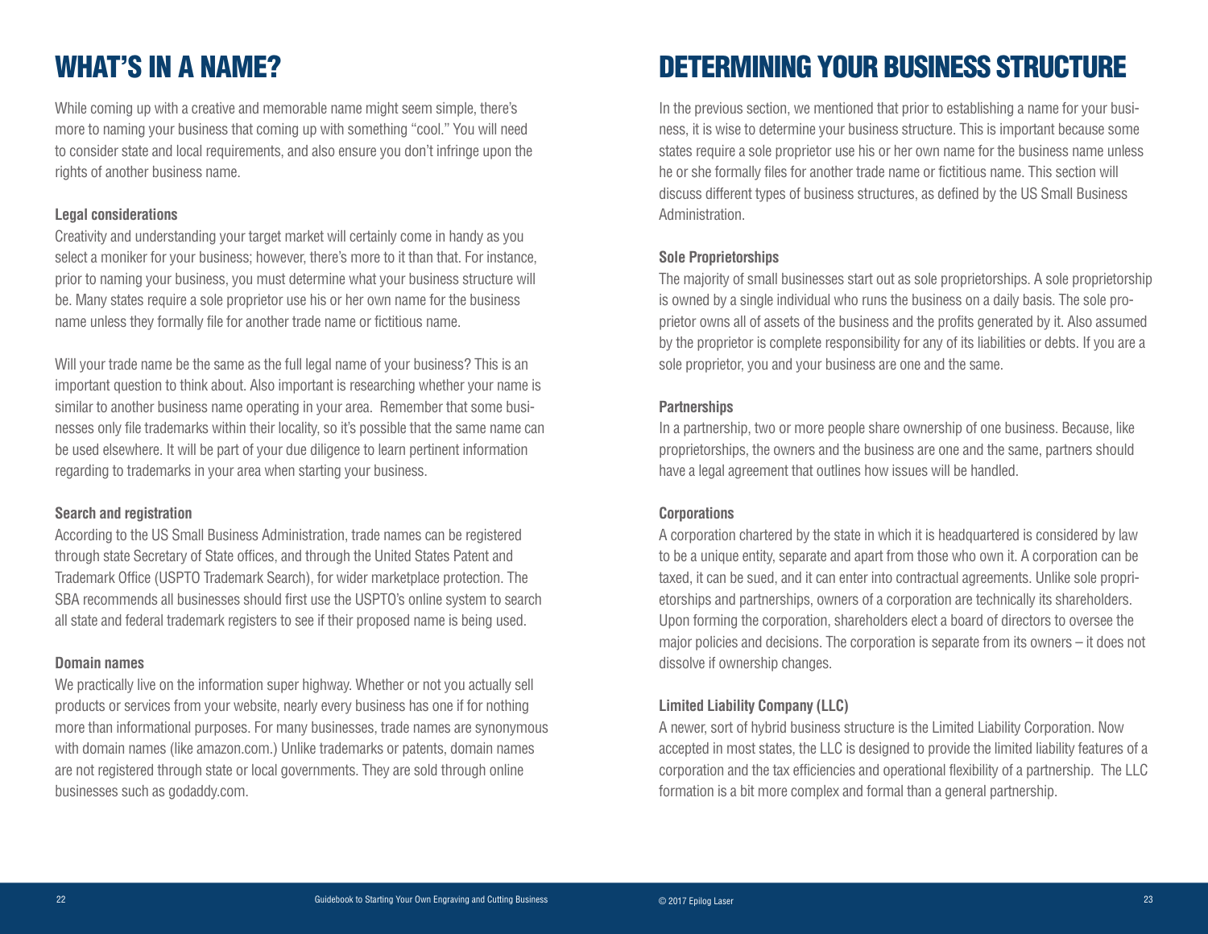# WHAT'S IN A NAME?

While coming up with a creative and memorable name might seem simple, there's more to naming your business that coming up with something "cool." You will need to consider state and local requirements, and also ensure you don't infringe upon the rights of another business name.

**Legal considerations**

Creativity and understanding your target market will certainly come in handy as you select a moniker for your business; however, there's more to it than that. For instance, prior to naming your business, you must determine what your business structure will be. Many states require a sole proprietor use his or her own name for the business name unless they formally file for another trade name or fictitious name.

Will your trade name be the same as the full legal name of your business? This is an important question to think about. Also important is researching whether your name is similar to another business name operating in your area. Remember that some businesses only file trademarks within their locality, so it's possible that the same name can be used elsewhere. It will be part of your due diligence to learn pertinent information regarding to trademarks in your area when starting your business.

**Search and registration**

According to the US Small Business Administration, trade names can be registered through state Secretary of State offices, and through the United States Patent and Trademark Office (USPTO Trademark Search), for wider marketplace protection. The SBA recommends all businesses should first use the USPTO's online system to search all state and federal trademark registers to see if their proposed name is being used.

**Domain names**

We practically live on the information super highway. Whether or not you actually sell products or services from your website, nearly every business has one if for nothing more than informational purposes. For many businesses, trade names are synonymous with domain names (like amazon.com.) Unlike trademarks or patents, domain names are not registered through state or local governments. They are sold through online businesses such as godaddy.com.

# DETERMINING YOUR BUSINESS STRUCTURE

In the previous section, we mentioned that prior to establishing a name for your business, it is wise to determine your business structure. This is important because some states require a sole proprietor use his or her own name for the business name unless he or she formally files for another trade name or fictitious name. This section will discuss different types of business structures, as defined by the US Small Business Administration.

**Sole Proprietorships**

The majority of small businesses start out as sole proprietorships. A sole proprietorship is owned by a single individual who runs the business on a daily basis. The sole proprietor owns all of assets of the business and the profits generated by it. Also assumed by the proprietor is complete responsibility for any of its liabilities or debts. If you are a sole proprietor, you and your business are one and the same.

**Partnerships**

In a partnership, two or more people share ownership of one business. Because, like proprietorships, the owners and the business are one and the same, partners should have a legal agreement that outlines how issues will be handled.

**Corporations**

A corporation chartered by the state in which it is headquartered is considered by law to be a unique entity, separate and apart from those who own it. A corporation can be taxed, it can be sued, and it can enter into contractual agreements. Unlike sole proprietorships and partnerships, owners of a corporation are technically its shareholders. Upon forming the corporation, shareholders elect a board of directors to oversee the major policies and decisions. The corporation is separate from its owners – it does not dissolve if ownership changes.

**Limited Liability Company (LLC)**

A newer, sort of hybrid business structure is the Limited Liability Corporation. Now accepted in most states, the LLC is designed to provide the limited liability features of a corporation and the tax efficiencies and operational flexibility of a partnership. The LLC formation is a bit more complex and formal than a general partnership.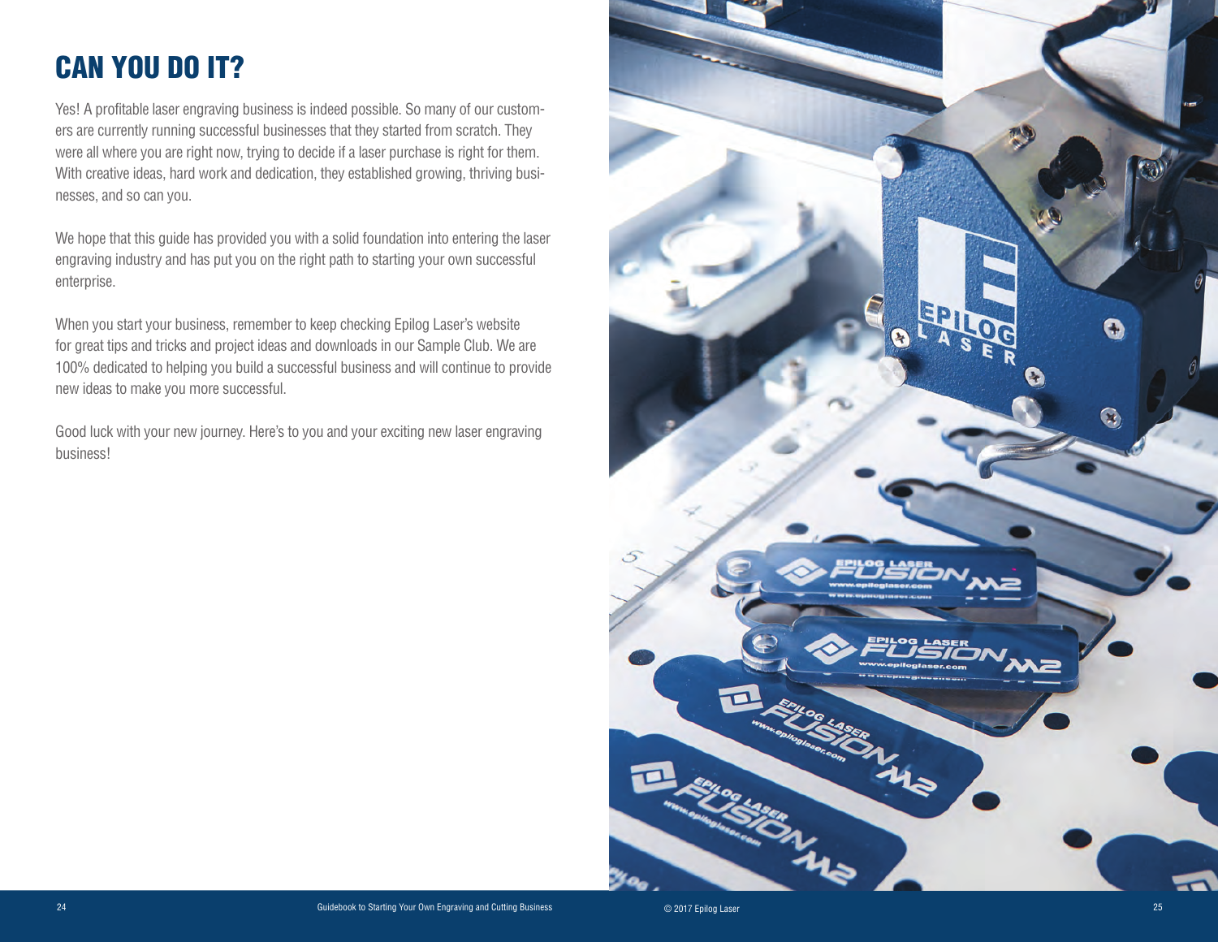# CAN YOU DO IT?

Yes! A profitable laser engraving business is indeed possible. So many of our customers are currently running successful businesses that they started from scratch. They were all where you are right now, trying to decide if a laser purchase is right for them. With creative ideas, hard work and dedication, they established growing, thriving businesses, and so can you.

We hope that this guide has provided you with a solid foundation into entering the laser engraving industry and has put you on the right path to starting your own successful enterprise.

When you start your business, remember to keep checking Epilog Laser's website for great tips and tricks and project ideas and downloads in our Sample Club. We are 100% dedicated to helping you build a successful business and will continue to provide new ideas to make you more successful.

Good luck with your new journey. Here's to you and your exciting new laser engraving business!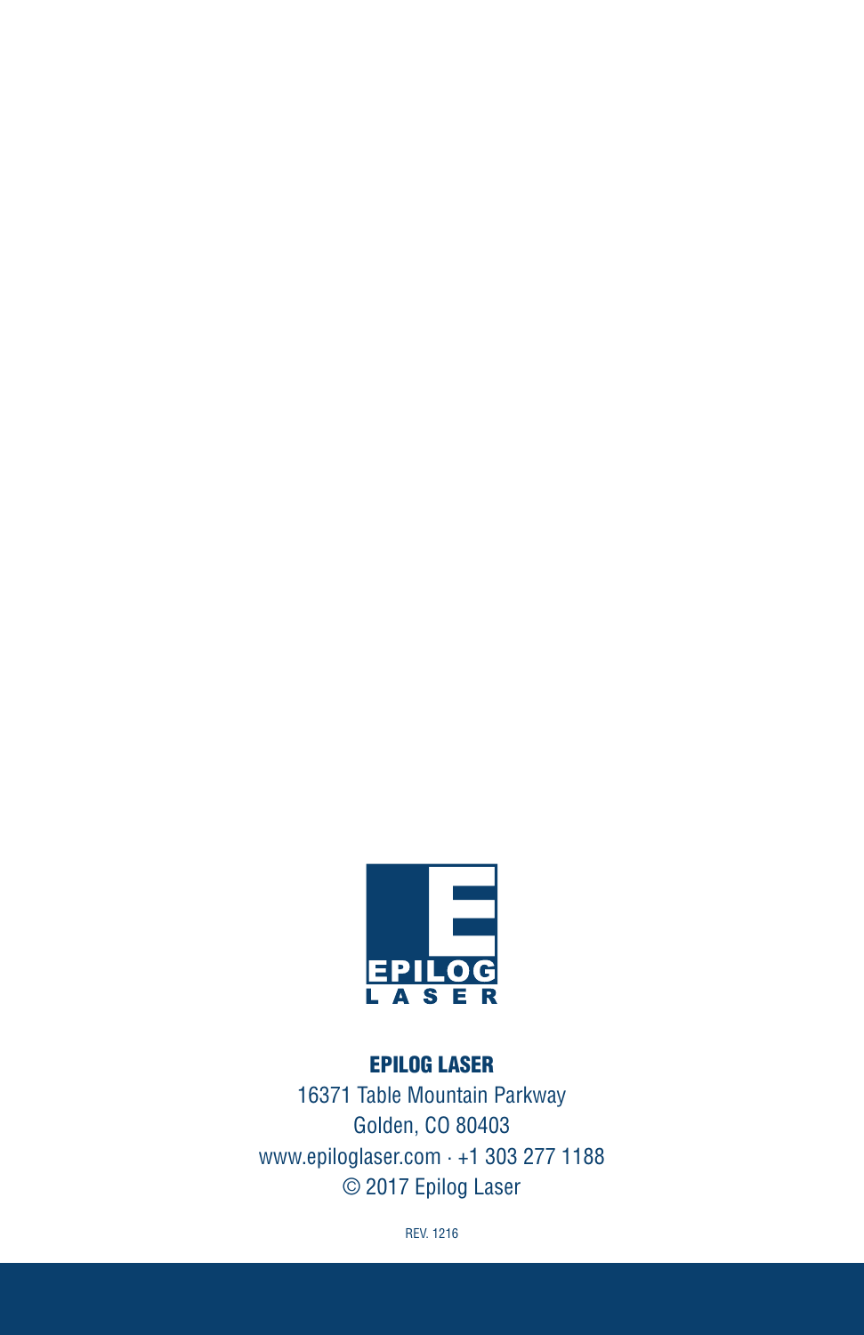EPILOG
LASER

**EPILOG LASER**

16371 Table Mountain Parkway
Golden, CO 80403
www.epiloglaser.com · +1 303 277 1188
© 2017 Epilog Laser

REV. 1216